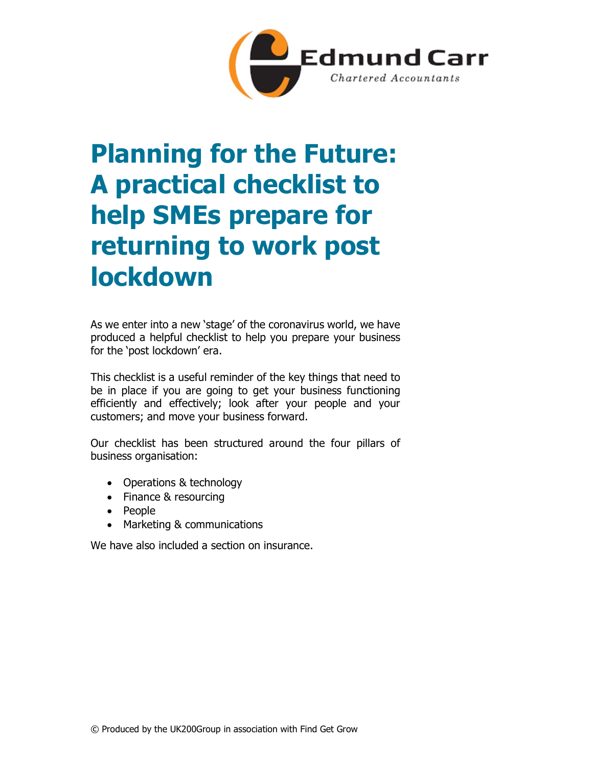Edmund Carr

*Chartered Accountants*

# Planning for the Future: A practical checklist to help SMEs prepare for returning to work post lockdown

As we enter into a new 'stage' of the coronavirus world, we have produced a helpful checklist to help you prepare your business for the 'post lockdown' era.

This checklist is a useful reminder of the key things that need to be in place if you are going to get your business functioning efficiently and effectively; look after your people and your customers; and move your business forward.

Our checklist has been structured around the four pillars of business organisation:

- Operations & technology
- Finance & resourcing
- People
- Marketing & communications

We have also included a section on insurance.

© Produced by the UK200Group in association with Find Get Grow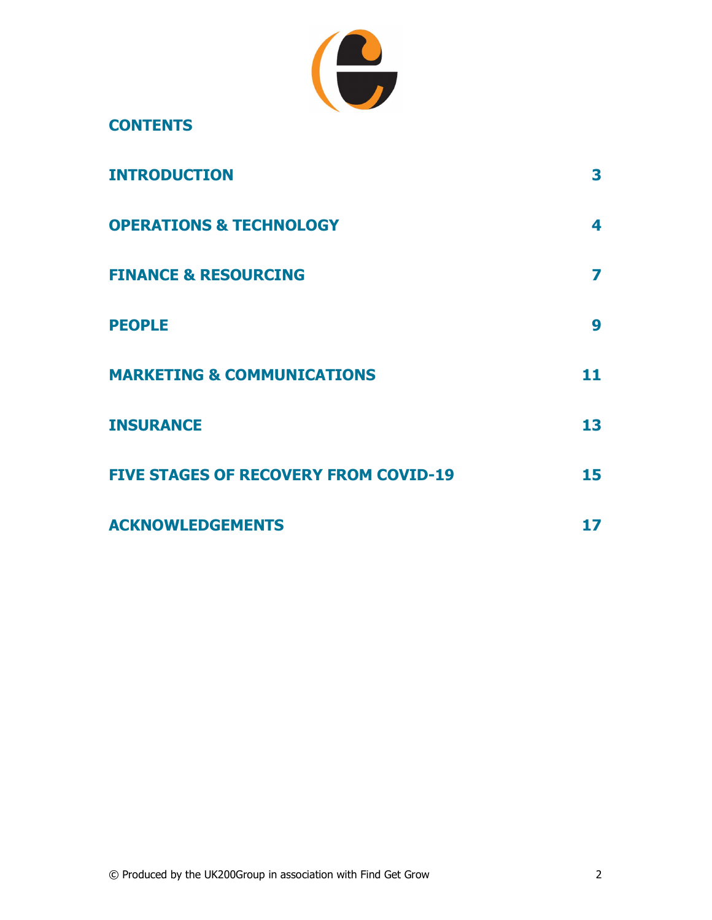## CONTENTS

| | |
|---|---|
| **INTRODUCTION** | **3** |
| **OPERATIONS & TECHNOLOGY** | **4** |
| **FINANCE & RESOURCING** | **7** |
| **PEOPLE** | **9** |
| **MARKETING & COMMUNICATIONS** | **11** |
| **INSURANCE** | **13** |
| **FIVE STAGES OF RECOVERY FROM COVID-19** | **15** |
| **ACKNOWLEDGEMENTS** | **17** |

© Produced by the UK200Group in association with Find Get Grow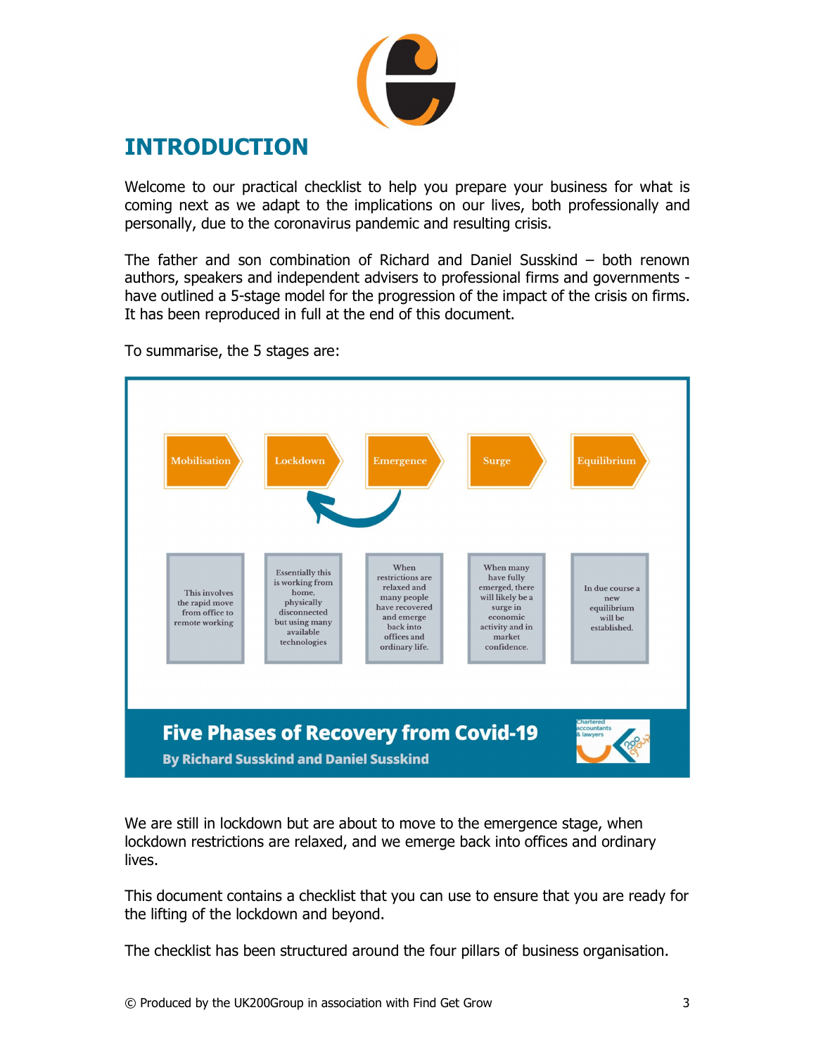# INTRODUCTION

Welcome to our practical checklist to help you prepare your business for what is coming next as we adapt to the implications on our lives, both professionally and personally, due to the coronavirus pandemic and resulting crisis.

The father and son combination of Richard and Daniel Susskind – both renown authors, speakers and independent advisers to professional firms and governments - have outlined a 5-stage model for the progression of the impact of the crisis on firms. It has been reproduced in full at the end of this document.

To summarise, the 5 stages are:

| Mobilisation | Lockdown | Emergence | Surge | Equilibrium |
|---|---|---|---|---|
| This involves the rapid move from office to remote working | Essentially this is working from home, physically disconnected but using many available technologies | When restrictions are relaxed and many people have recovered and emerge back into offices and ordinary life. | When many have fully emerged, there will likely be a surge in economic activity and in market confidence. | In due course a new equilibrium will be established. |

**Five Phases of Recovery from Covid-19**

**By Richard Susskind and Daniel Susskind**

We are still in lockdown but are about to move to the emergence stage, when lockdown restrictions are relaxed, and we emerge back into offices and ordinary lives.

This document contains a checklist that you can use to ensure that you are ready for the lifting of the lockdown and beyond.

The checklist has been structured around the four pillars of business organisation.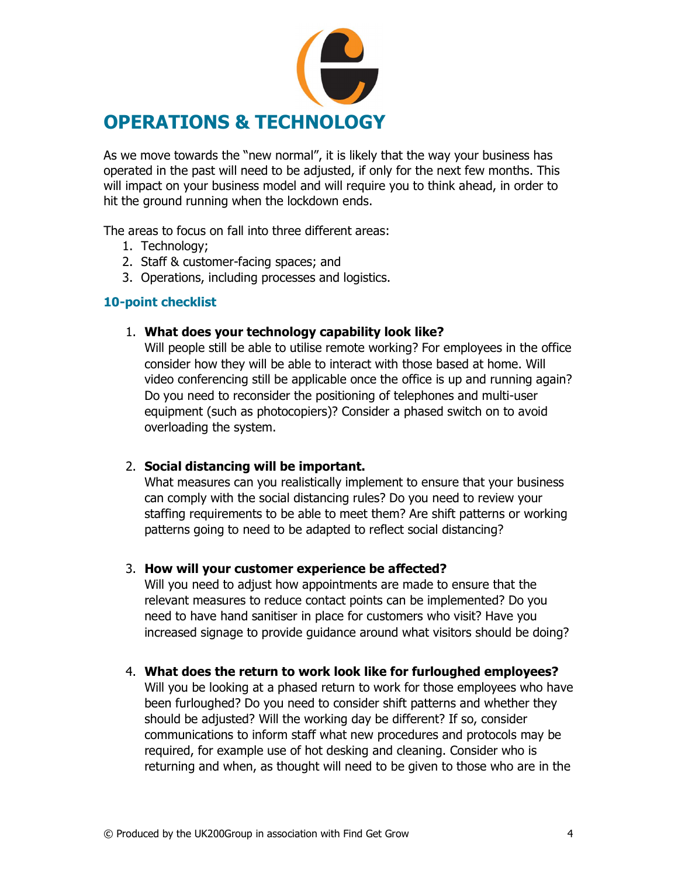# OPERATIONS & TECHNOLOGY

As we move towards the "new normal", it is likely that the way your business has operated in the past will need to be adjusted, if only for the next few months. This will impact on your business model and will require you to think ahead, in order to hit the ground running when the lockdown ends.

The areas to focus on fall into three different areas:

1. Technology;
2. Staff & customer-facing spaces; and
3. Operations, including processes and logistics.

### 10-point checklist

1. **What does your technology capability look like?**
   Will people still be able to utilise remote working? For employees in the office consider how they will be able to interact with those based at home. Will video conferencing still be applicable once the office is up and running again? Do you need to reconsider the positioning of telephones and multi-user equipment (such as photocopiers)? Consider a phased switch on to avoid overloading the system.

2. **Social distancing will be important.**
   What measures can you realistically implement to ensure that your business can comply with the social distancing rules? Do you need to review your staffing requirements to be able to meet them? Are shift patterns or working patterns going to need to be adapted to reflect social distancing?

3. **How will your customer experience be affected?**
   Will you need to adjust how appointments are made to ensure that the relevant measures to reduce contact points can be implemented? Do you need to have hand sanitiser in place for customers who visit? Have you increased signage to provide guidance around what visitors should be doing?

4. **What does the return to work look like for furloughed employees?**
   Will you be looking at a phased return to work for those employees who have been furloughed? Do you need to consider shift patterns and whether they should be adjusted? Will the working day be different? If so, consider communications to inform staff what new procedures and protocols may be required, for example use of hot desking and cleaning. Consider who is returning and when, as thought will need to be given to those who are in the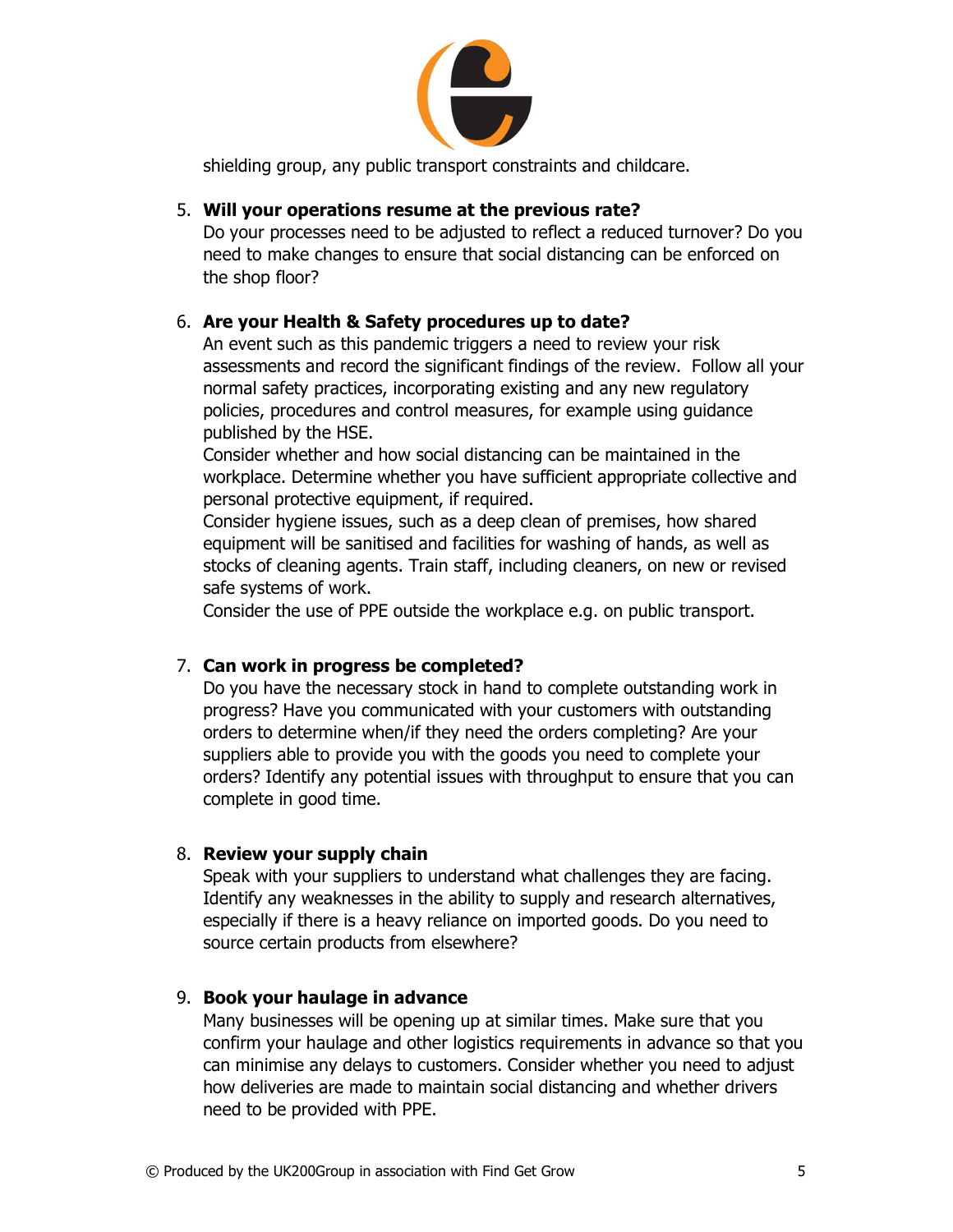shielding group, any public transport constraints and childcare.

5. **Will your operations resume at the previous rate?**
   Do your processes need to be adjusted to reflect a reduced turnover? Do you need to make changes to ensure that social distancing can be enforced on the shop floor?

6. **Are your Health & Safety procedures up to date?**
   An event such as this pandemic triggers a need to review your risk assessments and record the significant findings of the review. Follow all your normal safety practices, incorporating existing and any new regulatory policies, procedures and control measures, for example using guidance published by the HSE.
   Consider whether and how social distancing can be maintained in the workplace. Determine whether you have sufficient appropriate collective and personal protective equipment, if required.
   Consider hygiene issues, such as a deep clean of premises, how shared equipment will be sanitised and facilities for washing of hands, as well as stocks of cleaning agents. Train staff, including cleaners, on new or revised safe systems of work.
   Consider the use of PPE outside the workplace e.g. on public transport.

7. **Can work in progress be completed?**
   Do you have the necessary stock in hand to complete outstanding work in progress? Have you communicated with your customers with outstanding orders to determine when/if they need the orders completing? Are your suppliers able to provide you with the goods you need to complete your orders? Identify any potential issues with throughput to ensure that you can complete in good time.

8. **Review your supply chain**
   Speak with your suppliers to understand what challenges they are facing. Identify any weaknesses in the ability to supply and research alternatives, especially if there is a heavy reliance on imported goods. Do you need to source certain products from elsewhere?

9. **Book your haulage in advance**
   Many businesses will be opening up at similar times. Make sure that you confirm your haulage and other logistics requirements in advance so that you can minimise any delays to customers. Consider whether you need to adjust how deliveries are made to maintain social distancing and whether drivers need to be provided with PPE.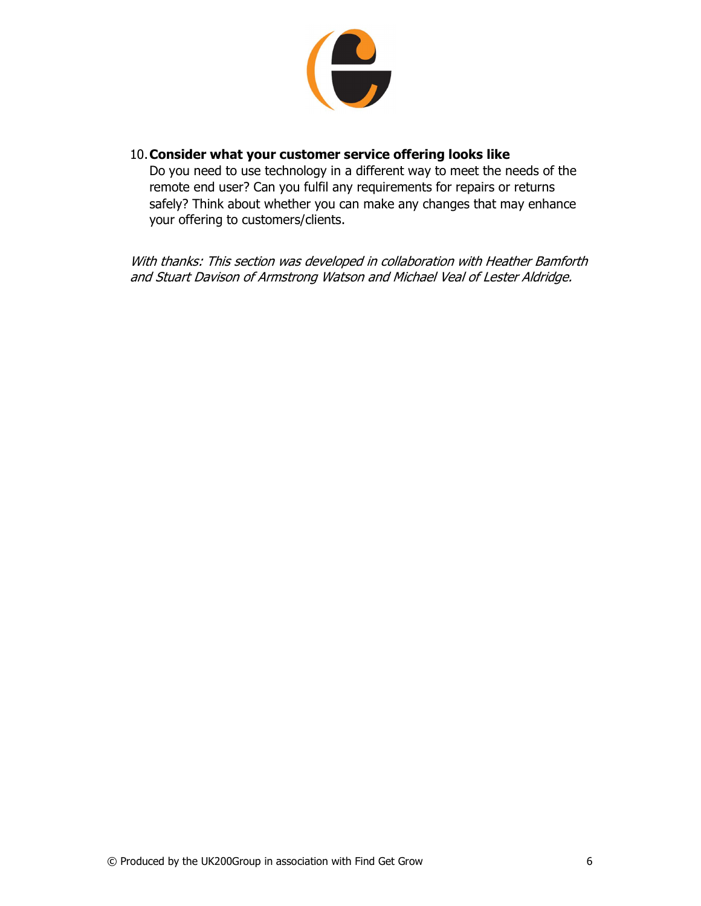10. **Consider what your customer service offering looks like**
    Do you need to use technology in a different way to meet the needs of the remote end user? Can you fulfil any requirements for repairs or returns safely? Think about whether you can make any changes that may enhance your offering to customers/clients.

*With thanks: This section was developed in collaboration with Heather Bamforth and Stuart Davison of Armstrong Watson and Michael Veal of Lester Aldridge.*

© Produced by the UK200Group in association with Find Get Grow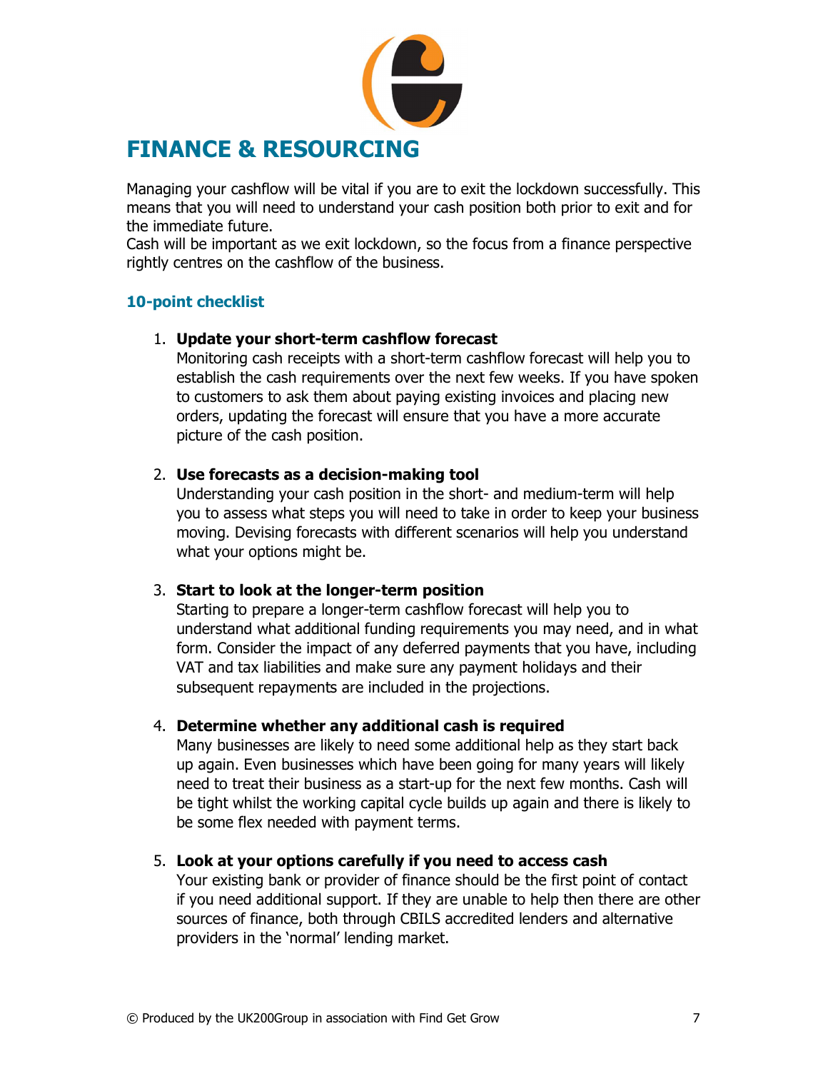# FINANCE & RESOURCING

Managing your cashflow will be vital if you are to exit the lockdown successfully. This means that you will need to understand your cash position both prior to exit and for the immediate future.

Cash will be important as we exit lockdown, so the focus from a finance perspective rightly centres on the cashflow of the business.

## 10-point checklist

1. **Update your short-term cashflow forecast**
   Monitoring cash receipts with a short-term cashflow forecast will help you to establish the cash requirements over the next few weeks. If you have spoken to customers to ask them about paying existing invoices and placing new orders, updating the forecast will ensure that you have a more accurate picture of the cash position.

2. **Use forecasts as a decision-making tool**
   Understanding your cash position in the short- and medium-term will help you to assess what steps you will need to take in order to keep your business moving. Devising forecasts with different scenarios will help you understand what your options might be.

3. **Start to look at the longer-term position**
   Starting to prepare a longer-term cashflow forecast will help you to understand what additional funding requirements you may need, and in what form. Consider the impact of any deferred payments that you have, including VAT and tax liabilities and make sure any payment holidays and their subsequent repayments are included in the projections.

4. **Determine whether any additional cash is required**
   Many businesses are likely to need some additional help as they start back up again. Even businesses which have been going for many years will likely need to treat their business as a start-up for the next few months. Cash will be tight whilst the working capital cycle builds up again and there is likely to be some flex needed with payment terms.

5. **Look at your options carefully if you need to access cash**
   Your existing bank or provider of finance should be the first point of contact if you need additional support. If they are unable to help then there are other sources of finance, both through CBILS accredited lenders and alternative providers in the 'normal' lending market.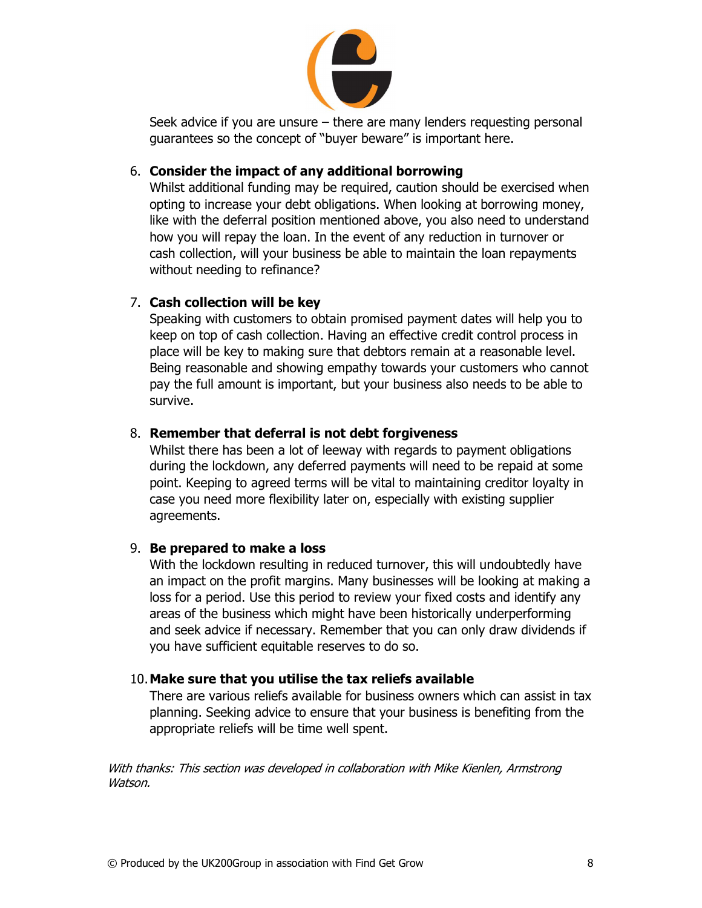Seek advice if you are unsure – there are many lenders requesting personal guarantees so the concept of "buyer beware" is important here.

6. **Consider the impact of any additional borrowing**
   Whilst additional funding may be required, caution should be exercised when opting to increase your debt obligations. When looking at borrowing money, like with the deferral position mentioned above, you also need to understand how you will repay the loan. In the event of any reduction in turnover or cash collection, will your business be able to maintain the loan repayments without needing to refinance?

7. **Cash collection will be key**
   Speaking with customers to obtain promised payment dates will help you to keep on top of cash collection. Having an effective credit control process in place will be key to making sure that debtors remain at a reasonable level. Being reasonable and showing empathy towards your customers who cannot pay the full amount is important, but your business also needs to be able to survive.

8. **Remember that deferral is not debt forgiveness**
   Whilst there has been a lot of leeway with regards to payment obligations during the lockdown, any deferred payments will need to be repaid at some point. Keeping to agreed terms will be vital to maintaining creditor loyalty in case you need more flexibility later on, especially with existing supplier agreements.

9. **Be prepared to make a loss**
   With the lockdown resulting in reduced turnover, this will undoubtedly have an impact on the profit margins. Many businesses will be looking at making a loss for a period. Use this period to review your fixed costs and identify any areas of the business which might have been historically underperforming and seek advice if necessary. Remember that you can only draw dividends if you have sufficient equitable reserves to do so.

10. **Make sure that you utilise the tax reliefs available**
    There are various reliefs available for business owners which can assist in tax planning. Seeking advice to ensure that your business is benefiting from the appropriate reliefs will be time well spent.

*With thanks: This section was developed in collaboration with Mike Kienlen, Armstrong Watson.*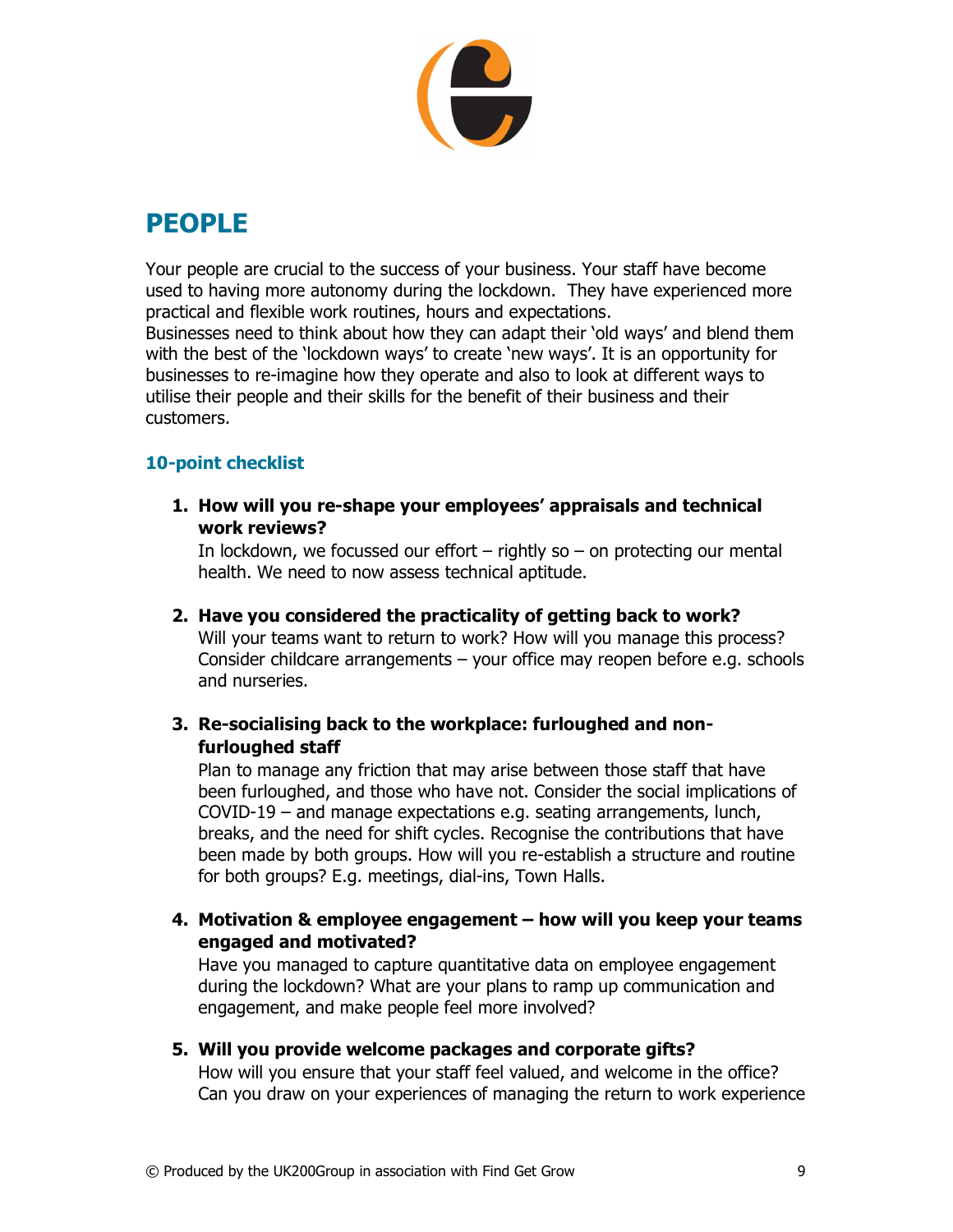# PEOPLE

Your people are crucial to the success of your business. Your staff have become used to having more autonomy during the lockdown. They have experienced more practical and flexible work routines, hours and expectations.
Businesses need to think about how they can adapt their 'old ways' and blend them with the best of the 'lockdown ways' to create 'new ways'. It is an opportunity for businesses to re-imagine how they operate and also to look at different ways to utilise their people and their skills for the benefit of their business and their customers.

## 10-point checklist

1. **How will you re-shape your employees' appraisals and technical work reviews?**
   In lockdown, we focussed our effort – rightly so – on protecting our mental health. We need to now assess technical aptitude.

2. **Have you considered the practicality of getting back to work?**
   Will your teams want to return to work? How will you manage this process? Consider childcare arrangements – your office may reopen before e.g. schools and nurseries.

3. **Re-socialising back to the workplace: furloughed and non-furloughed staff**
   Plan to manage any friction that may arise between those staff that have been furloughed, and those who have not. Consider the social implications of COVID-19 – and manage expectations e.g. seating arrangements, lunch, breaks, and the need for shift cycles. Recognise the contributions that have been made by both groups. How will you re-establish a structure and routine for both groups? E.g. meetings, dial-ins, Town Halls.

4. **Motivation & employee engagement – how will you keep your teams engaged and motivated?**
   Have you managed to capture quantitative data on employee engagement during the lockdown? What are your plans to ramp up communication and engagement, and make people feel more involved?

5. **Will you provide welcome packages and corporate gifts?**
   How will you ensure that your staff feel valued, and welcome in the office? Can you draw on your experiences of managing the return to work experience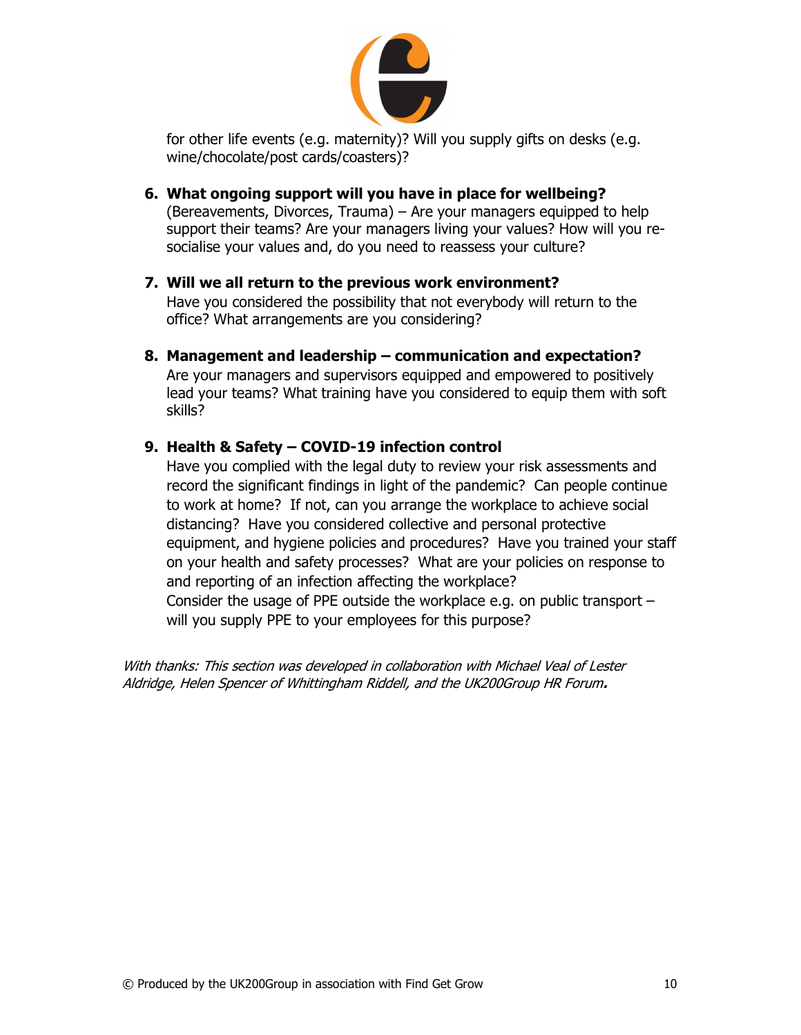for other life events (e.g. maternity)? Will you supply gifts on desks (e.g. wine/chocolate/post cards/coasters)?

6. **What ongoing support will you have in place for wellbeing?**
   (Bereavements, Divorces, Trauma) – Are your managers equipped to help support their teams? Are your managers living your values? How will you re-socialise your values and, do you need to reassess your culture?

7. **Will we all return to the previous work environment?**
   Have you considered the possibility that not everybody will return to the office? What arrangements are you considering?

8. **Management and leadership – communication and expectation?**
   Are your managers and supervisors equipped and empowered to positively lead your teams? What training have you considered to equip them with soft skills?

9. **Health & Safety – COVID-19 infection control**
   Have you complied with the legal duty to review your risk assessments and record the significant findings in light of the pandemic? Can people continue to work at home? If not, can you arrange the workplace to achieve social distancing? Have you considered collective and personal protective equipment, and hygiene policies and procedures? Have you trained your staff on your health and safety processes? What are your policies on response to and reporting of an infection affecting the workplace?
   Consider the usage of PPE outside the workplace e.g. on public transport – will you supply PPE to your employees for this purpose?

*With thanks: This section was developed in collaboration with Michael Veal of Lester Aldridge, Helen Spencer of Whittingham Riddell, and the UK200Group HR Forum.*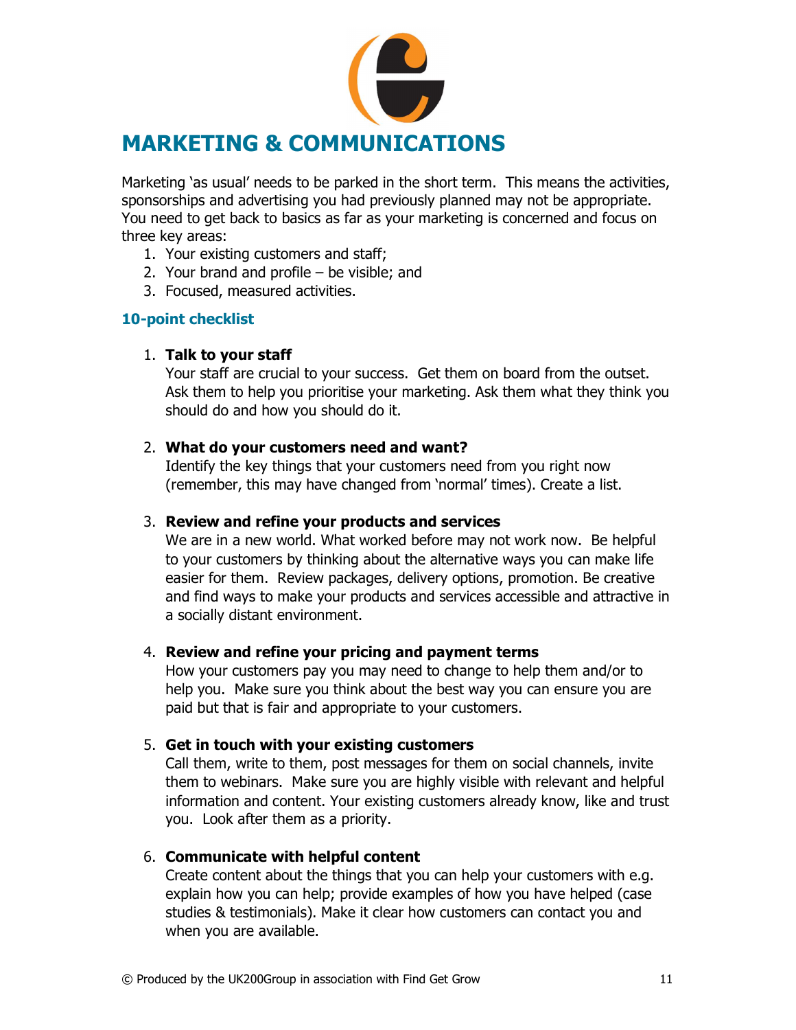# MARKETING & COMMUNICATIONS

Marketing 'as usual' needs to be parked in the short term. This means the activities, sponsorships and advertising you had previously planned may not be appropriate. You need to get back to basics as far as your marketing is concerned and focus on three key areas:

1. Your existing customers and staff;
2. Your brand and profile – be visible; and
3. Focused, measured activities.

### 10-point checklist

1. **Talk to your staff**
   Your staff are crucial to your success. Get them on board from the outset. Ask them to help you prioritise your marketing. Ask them what they think you should do and how you should do it.

2. **What do your customers need and want?**
   Identify the key things that your customers need from you right now (remember, this may have changed from 'normal' times). Create a list.

3. **Review and refine your products and services**
   We are in a new world. What worked before may not work now. Be helpful to your customers by thinking about the alternative ways you can make life easier for them. Review packages, delivery options, promotion. Be creative and find ways to make your products and services accessible and attractive in a socially distant environment.

4. **Review and refine your pricing and payment terms**
   How your customers pay you may need to change to help them and/or to help you. Make sure you think about the best way you can ensure you are paid but that is fair and appropriate to your customers.

5. **Get in touch with your existing customers**
   Call them, write to them, post messages for them on social channels, invite them to webinars. Make sure you are highly visible with relevant and helpful information and content. Your existing customers already know, like and trust you. Look after them as a priority.

6. **Communicate with helpful content**
   Create content about the things that you can help your customers with e.g. explain how you can help; provide examples of how you have helped (case studies & testimonials). Make it clear how customers can contact you and when you are available.

© Produced by the UK200Group in association with Find Get Grow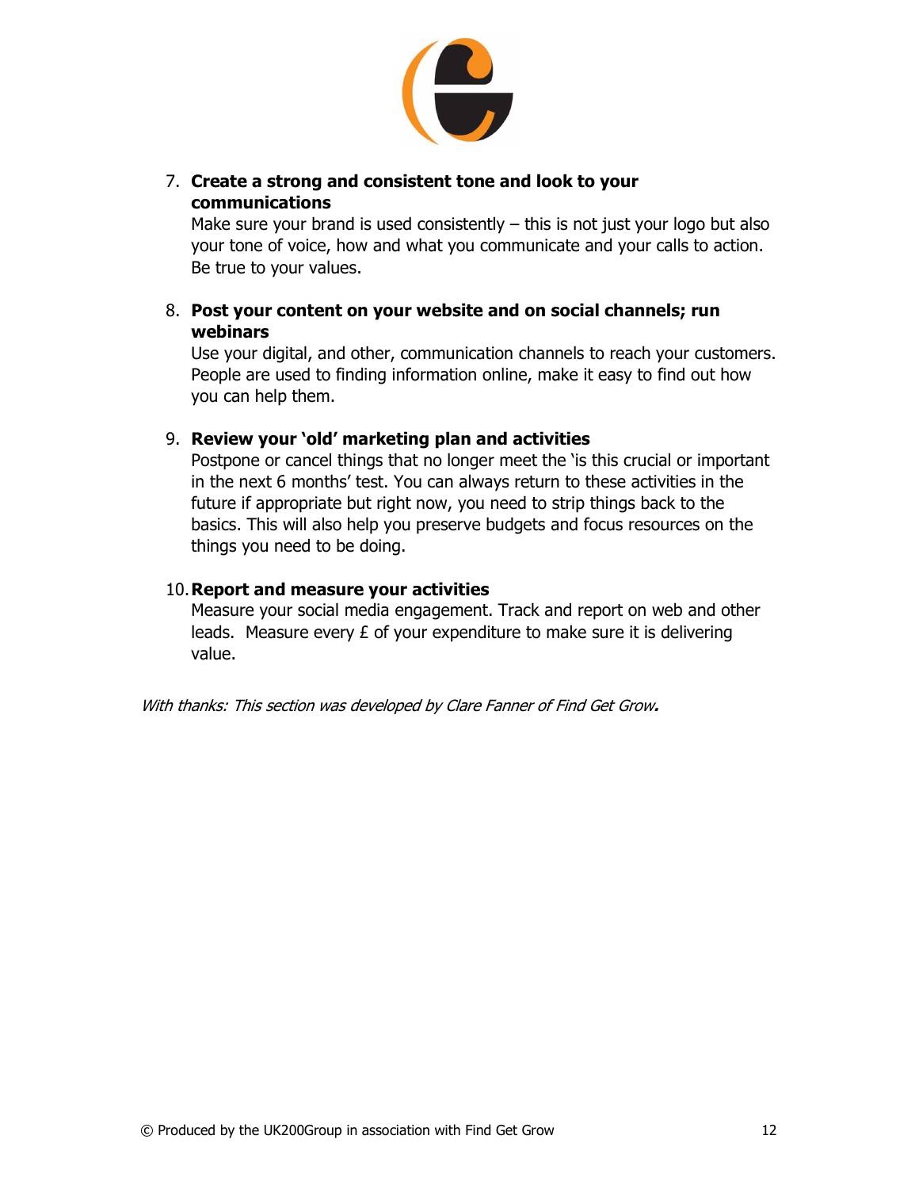7. **Create a strong and consistent tone and look to your communications**
   Make sure your brand is used consistently – this is not just your logo but also your tone of voice, how and what you communicate and your calls to action. Be true to your values.

8. **Post your content on your website and on social channels; run webinars**
   Use your digital, and other, communication channels to reach your customers. People are used to finding information online, make it easy to find out how you can help them.

9. **Review your 'old' marketing plan and activities**
   Postpone or cancel things that no longer meet the 'is this crucial or important in the next 6 months' test. You can always return to these activities in the future if appropriate but right now, you need to strip things back to the basics. This will also help you preserve budgets and focus resources on the things you need to be doing.

10. **Report and measure your activities**
    Measure your social media engagement. Track and report on web and other leads. Measure every £ of your expenditure to make sure it is delivering value.

*With thanks: This section was developed by Clare Fanner of Find Get Grow.*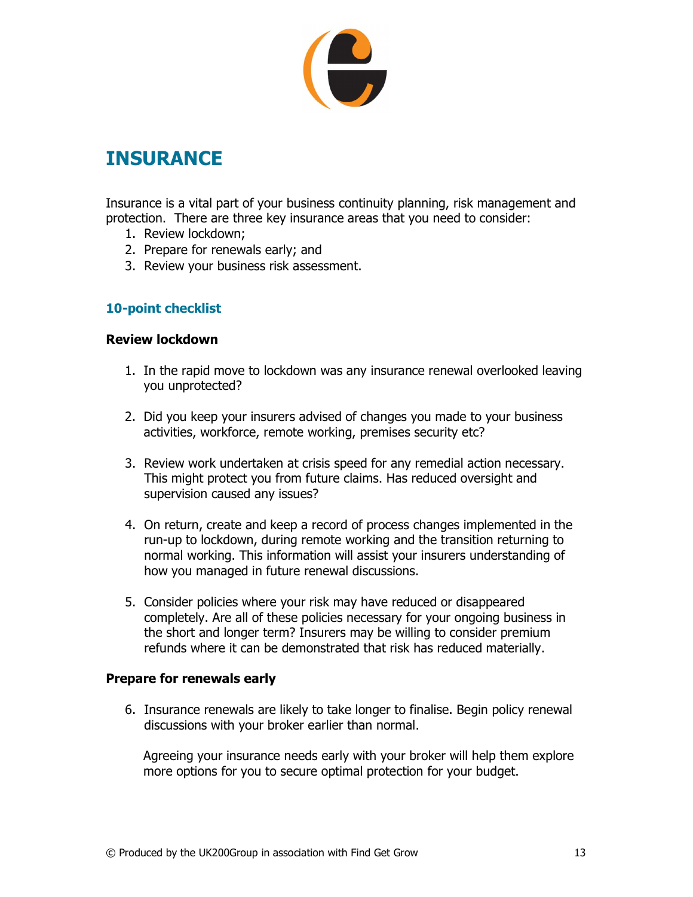# INSURANCE

Insurance is a vital part of your business continuity planning, risk management and protection. There are three key insurance areas that you need to consider:

1. Review lockdown;
2. Prepare for renewals early; and
3. Review your business risk assessment.

## 10-point checklist

### Review lockdown

1. In the rapid move to lockdown was any insurance renewal overlooked leaving you unprotected?

2. Did you keep your insurers advised of changes you made to your business activities, workforce, remote working, premises security etc?

3. Review work undertaken at crisis speed for any remedial action necessary. This might protect you from future claims. Has reduced oversight and supervision caused any issues?

4. On return, create and keep a record of process changes implemented in the run-up to lockdown, during remote working and the transition returning to normal working. This information will assist your insurers understanding of how you managed in future renewal discussions.

5. Consider policies where your risk may have reduced or disappeared completely. Are all of these policies necessary for your ongoing business in the short and longer term? Insurers may be willing to consider premium refunds where it can be demonstrated that risk has reduced materially.

### Prepare for renewals early

6. Insurance renewals are likely to take longer to finalise. Begin policy renewal discussions with your broker earlier than normal.

   Agreeing your insurance needs early with your broker will help them explore more options for you to secure optimal protection for your budget.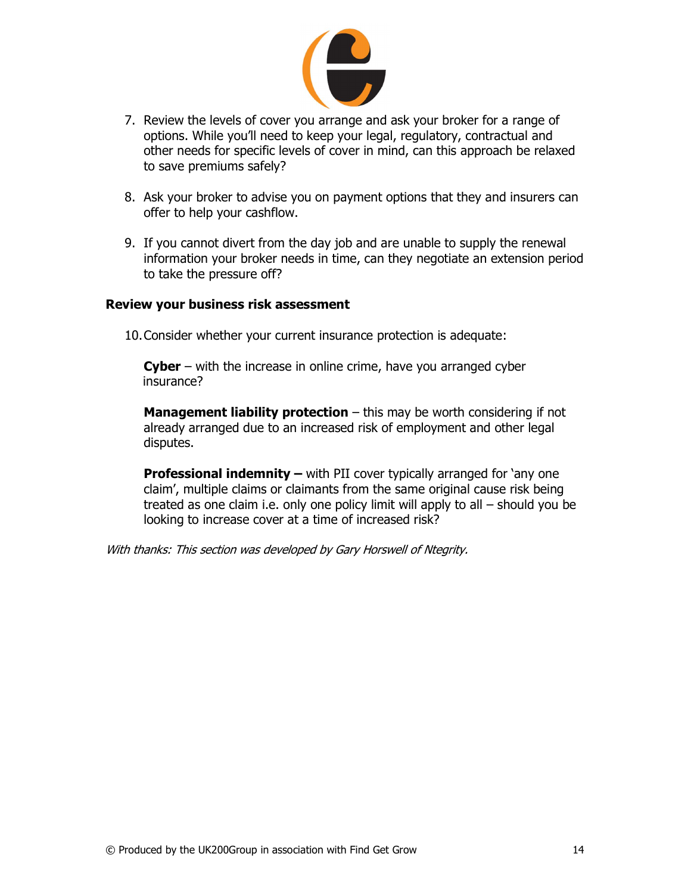7. Review the levels of cover you arrange and ask your broker for a range of options. While you'll need to keep your legal, regulatory, contractual and other needs for specific levels of cover in mind, can this approach be relaxed to save premiums safely?

8. Ask your broker to advise you on payment options that they and insurers can offer to help your cashflow.

9. If you cannot divert from the day job and are unable to supply the renewal information your broker needs in time, can they negotiate an extension period to take the pressure off?

### Review your business risk assessment

10. Consider whether your current insurance protection is adequate:

    **Cyber** – with the increase in online crime, have you arranged cyber insurance?

    **Management liability protection** – this may be worth considering if not already arranged due to an increased risk of employment and other legal disputes.

    **Professional indemnity –** with PII cover typically arranged for 'any one claim', multiple claims or claimants from the same original cause risk being treated as one claim i.e. only one policy limit will apply to all – should you be looking to increase cover at a time of increased risk?

*With thanks: This section was developed by Gary Horswell of Ntegrity.*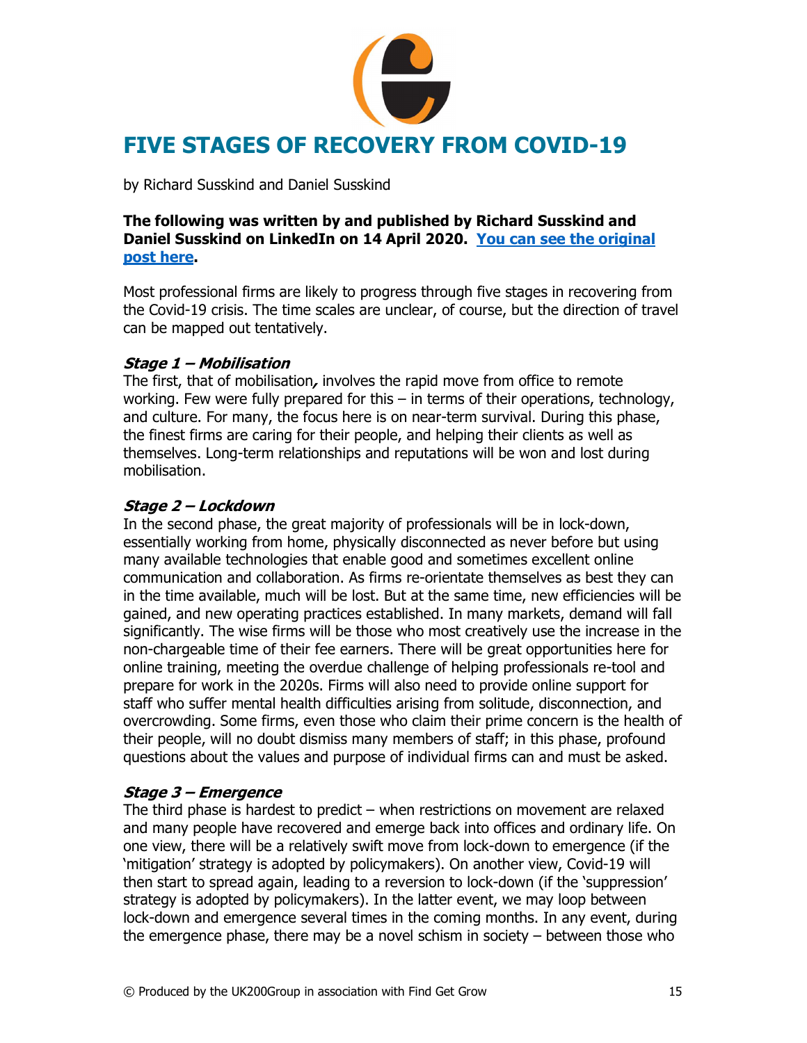# FIVE STAGES OF RECOVERY FROM COVID-19

by Richard Susskind and Daniel Susskind

**The following was written by and published by Richard Susskind and Daniel Susskind on LinkedIn on 14 April 2020. You can see the original post here.**

Most professional firms are likely to progress through five stages in recovering from the Covid-19 crisis. The time scales are unclear, of course, but the direction of travel can be mapped out tentatively.

***Stage 1 – Mobilisation***

The first, that of mobilisation*,* involves the rapid move from office to remote working. Few were fully prepared for this – in terms of their operations, technology, and culture. For many, the focus here is on near-term survival. During this phase, the finest firms are caring for their people, and helping their clients as well as themselves. Long-term relationships and reputations will be won and lost during mobilisation.

***Stage 2 – Lockdown***

In the second phase, the great majority of professionals will be in lock-down, essentially working from home, physically disconnected as never before but using many available technologies that enable good and sometimes excellent online communication and collaboration. As firms re-orientate themselves as best they can in the time available, much will be lost. But at the same time, new efficiencies will be gained, and new operating practices established. In many markets, demand will fall significantly. The wise firms will be those who most creatively use the increase in the non-chargeable time of their fee earners. There will be great opportunities here for online training, meeting the overdue challenge of helping professionals re-tool and prepare for work in the 2020s. Firms will also need to provide online support for staff who suffer mental health difficulties arising from solitude, disconnection, and overcrowding. Some firms, even those who claim their prime concern is the health of their people, will no doubt dismiss many members of staff; in this phase, profound questions about the values and purpose of individual firms can and must be asked.

***Stage 3 – Emergence***

The third phase is hardest to predict – when restrictions on movement are relaxed and many people have recovered and emerge back into offices and ordinary life. On one view, there will be a relatively swift move from lock-down to emergence (if the 'mitigation' strategy is adopted by policymakers). On another view, Covid-19 will then start to spread again, leading to a reversion to lock-down (if the 'suppression' strategy is adopted by policymakers). In the latter event, we may loop between lock-down and emergence several times in the coming months. In any event, during the emergence phase, there may be a novel schism in society – between those who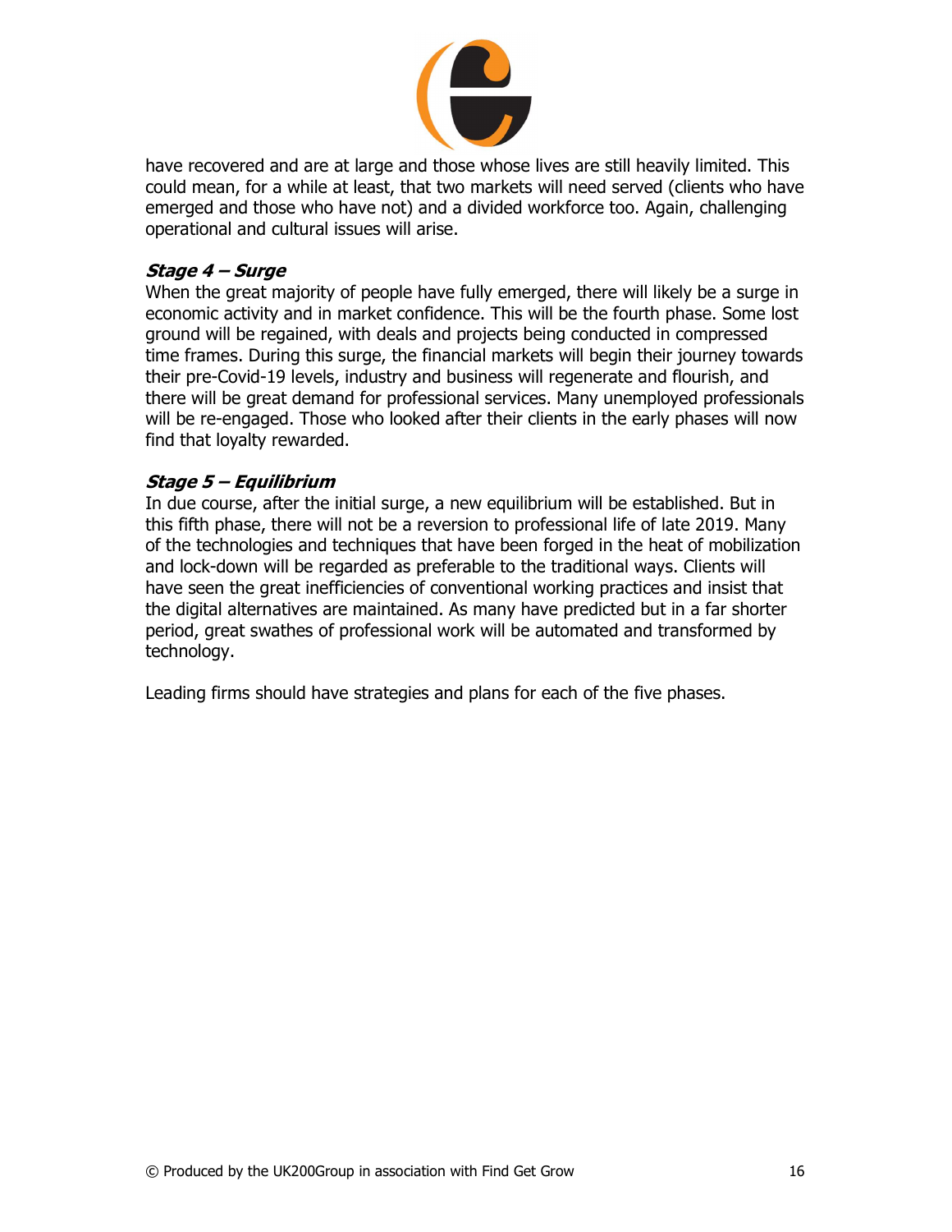have recovered and are at large and those whose lives are still heavily limited. This could mean, for a while at least, that two markets will need served (clients who have emerged and those who have not) and a divided workforce too. Again, challenging operational and cultural issues will arise.

### ***Stage 4 – Surge***

When the great majority of people have fully emerged, there will likely be a surge in economic activity and in market confidence. This will be the fourth phase. Some lost ground will be regained, with deals and projects being conducted in compressed time frames. During this surge, the financial markets will begin their journey towards their pre-Covid-19 levels, industry and business will regenerate and flourish, and there will be great demand for professional services. Many unemployed professionals will be re-engaged. Those who looked after their clients in the early phases will now find that loyalty rewarded.

### ***Stage 5 – Equilibrium***

In due course, after the initial surge, a new equilibrium will be established. But in this fifth phase, there will not be a reversion to professional life of late 2019. Many of the technologies and techniques that have been forged in the heat of mobilization and lock-down will be regarded as preferable to the traditional ways. Clients will have seen the great inefficiencies of conventional working practices and insist that the digital alternatives are maintained. As many have predicted but in a far shorter period, great swathes of professional work will be automated and transformed by technology.

Leading firms should have strategies and plans for each of the five phases.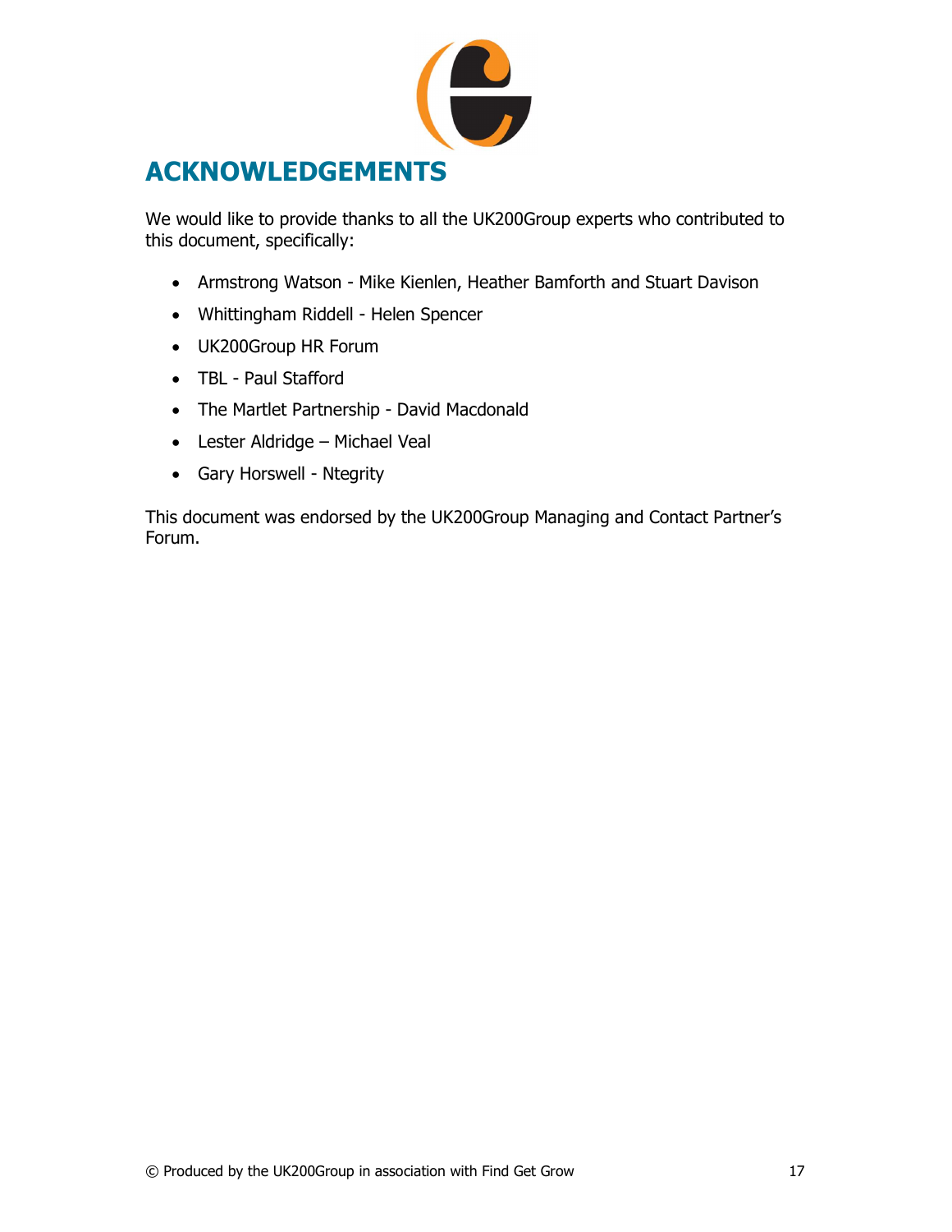# ACKNOWLEDGEMENTS

We would like to provide thanks to all the UK200Group experts who contributed to this document, specifically:

- Armstrong Watson - Mike Kienlen, Heather Bamforth and Stuart Davison
- Whittingham Riddell - Helen Spencer
- UK200Group HR Forum
- TBL - Paul Stafford
- The Martlet Partnership - David Macdonald
- Lester Aldridge – Michael Veal
- Gary Horswell - Ntegrity

This document was endorsed by the UK200Group Managing and Contact Partner's Forum.

© Produced by the UK200Group in association with Find Get Grow